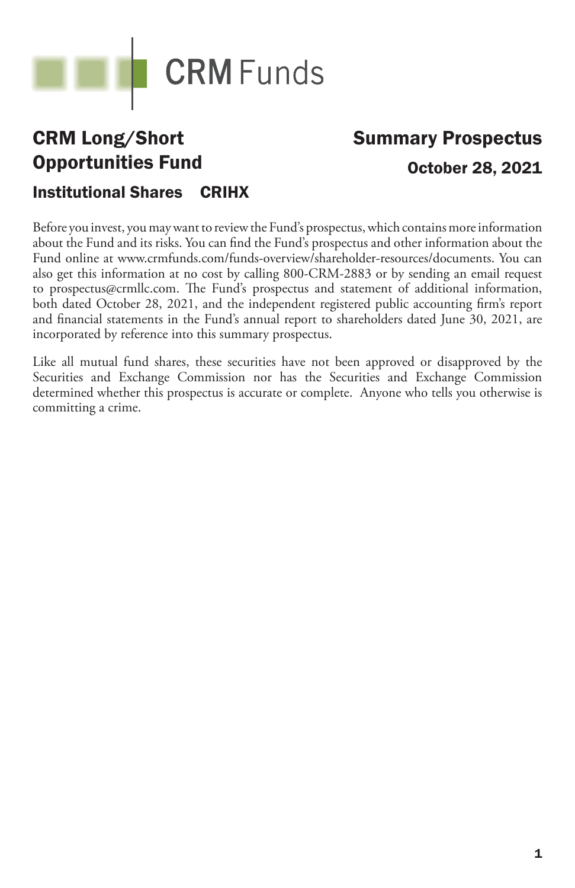CRM Funds

# CRM Long/Short Opportunities Fund

## Institutional Shares CRIHX

## Summary Prospectus

**October 28, 2021**

Before you invest, you may want to review the Fund's prospectus, which contains more information about the Fund and its risks. You can find the Fund's prospectus and other information about the Fund online at www.crmfunds.com/funds-overview/shareholder-resources/documents. You can also get this information at no cost by calling 800-CRM-2883 or by sending an email request to prospectus@crmllc.com. The Fund's prospectus and statement of additional information, both dated October 28, 2021, and the independent registered public accounting firm's report and financial statements in the Fund's annual report to shareholders dated June 30, 2021, are incorporated by reference into this summary prospectus.

Like all mutual fund shares, these securities have not been approved or disapproved by the Securities and Exchange Commission nor has the Securities and Exchange Commission determined whether this prospectus is accurate or complete. Anyone who tells you otherwise is committing a crime.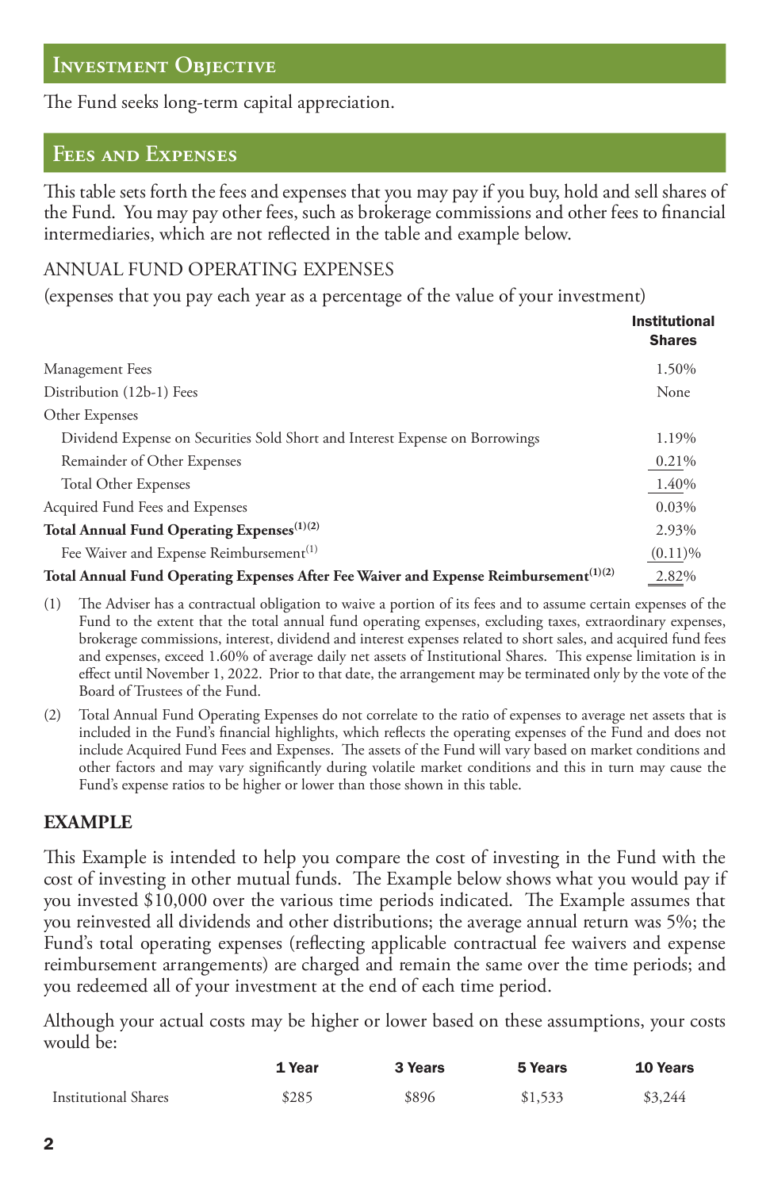## Investment Objective

The Fund seeks long-term capital appreciation.

## Fees and Expenses

This table sets forth the fees and expenses that you may pay if you buy, hold and sell shares of the Fund. You may pay other fees, such as brokerage commissions and other fees to financial intermediaries, which are not reflected in the table and example below.

ANNUAL FUND OPERATING EXPENSES

(expenses that you pay each year as a percentage of the value of your investment)

| | Institutional Shares |
|---|---|
| Management Fees | 1.50% |
| Distribution (12b-1) Fees | None |
| Other Expenses | |
| Dividend Expense on Securities Sold Short and Interest Expense on Borrowings | 1.19% |
| Remainder of Other Expenses | 0.21% |
| Total Other Expenses | 1.40% |
| Acquired Fund Fees and Expenses | 0.03% |
| **Total Annual Fund Operating Expenses[1][2]** | 2.93% |
| Fee Waiver and Expense Reimbursement[1] | (0.11)% |
| **Total Annual Fund Operating Expenses After Fee Waiver and Expense Reimbursement[1][2]** | 2.82% |

(1) The Adviser has a contractual obligation to waive a portion of its fees and to assume certain expenses of the Fund to the extent that the total annual fund operating expenses, excluding taxes, extraordinary expenses, brokerage commissions, interest, dividend and interest expenses related to short sales, and acquired fund fees and expenses, exceed 1.60% of average daily net assets of Institutional Shares. This expense limitation is in effect until November 1, 2022. Prior to that date, the arrangement may be terminated only by the vote of the Board of Trustees of the Fund.

(2) Total Annual Fund Operating Expenses do not correlate to the ratio of expenses to average net assets that is included in the Fund's financial highlights, which reflects the operating expenses of the Fund and does not include Acquired Fund Fees and Expenses. The assets of the Fund will vary based on market conditions and other factors and may vary significantly during volatile market conditions and this in turn may cause the Fund's expense ratios to be higher or lower than those shown in this table.

### EXAMPLE

This Example is intended to help you compare the cost of investing in the Fund with the cost of investing in other mutual funds. The Example below shows what you would pay if you invested $10,000 over the various time periods indicated. The Example assumes that you reinvested all dividends and other distributions; the average annual return was 5%; the Fund's total operating expenses (reflecting applicable contractual fee waivers and expense reimbursement arrangements) are charged and remain the same over the time periods; and you redeemed all of your investment at the end of each time period.

Although your actual costs may be higher or lower based on these assumptions, your costs would be:

| | 1 Year | 3 Years | 5 Years | 10 Years |
|---|---|---|---|---|
| Institutional Shares | $285 | $896 | $1,533 | $3,244 |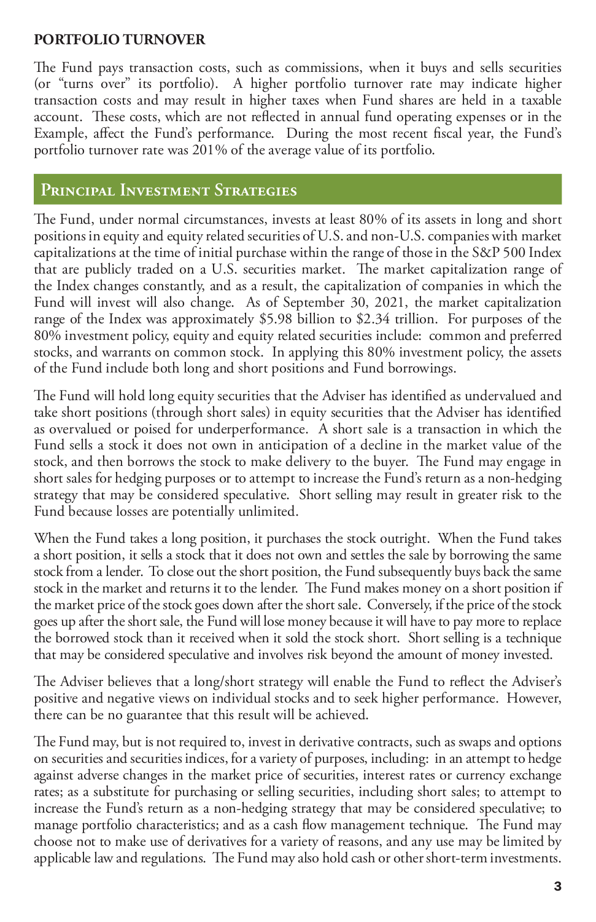## PORTFOLIO TURNOVER

The Fund pays transaction costs, such as commissions, when it buys and sells securities (or "turns over" its portfolio). A higher portfolio turnover rate may indicate higher transaction costs and may result in higher taxes when Fund shares are held in a taxable account. These costs, which are not reflected in annual fund operating expenses or in the Example, affect the Fund's performance. During the most recent fiscal year, the Fund's portfolio turnover rate was 201% of the average value of its portfolio.

## Principal Investment Strategies

The Fund, under normal circumstances, invests at least 80% of its assets in long and short positions in equity and equity related securities of U.S. and non-U.S. companies with market capitalizations at the time of initial purchase within the range of those in the S&P 500 Index that are publicly traded on a U.S. securities market. The market capitalization range of the Index changes constantly, and as a result, the capitalization of companies in which the Fund will invest will also change. As of September 30, 2021, the market capitalization range of the Index was approximately $5.98 billion to $2.34 trillion. For purposes of the 80% investment policy, equity and equity related securities include: common and preferred stocks, and warrants on common stock. In applying this 80% investment policy, the assets of the Fund include both long and short positions and Fund borrowings.

The Fund will hold long equity securities that the Adviser has identified as undervalued and take short positions (through short sales) in equity securities that the Adviser has identified as overvalued or poised for underperformance. A short sale is a transaction in which the Fund sells a stock it does not own in anticipation of a decline in the market value of the stock, and then borrows the stock to make delivery to the buyer. The Fund may engage in short sales for hedging purposes or to attempt to increase the Fund's return as a non-hedging strategy that may be considered speculative. Short selling may result in greater risk to the Fund because losses are potentially unlimited.

When the Fund takes a long position, it purchases the stock outright. When the Fund takes a short position, it sells a stock that it does not own and settles the sale by borrowing the same stock from a lender. To close out the short position, the Fund subsequently buys back the same stock in the market and returns it to the lender. The Fund makes money on a short position if the market price of the stock goes down after the short sale. Conversely, if the price of the stock goes up after the short sale, the Fund will lose money because it will have to pay more to replace the borrowed stock than it received when it sold the stock short. Short selling is a technique that may be considered speculative and involves risk beyond the amount of money invested.

The Adviser believes that a long/short strategy will enable the Fund to reflect the Adviser's positive and negative views on individual stocks and to seek higher performance. However, there can be no guarantee that this result will be achieved.

The Fund may, but is not required to, invest in derivative contracts, such as swaps and options on securities and securities indices, for a variety of purposes, including: in an attempt to hedge against adverse changes in the market price of securities, interest rates or currency exchange rates; as a substitute for purchasing or selling securities, including short sales; to attempt to increase the Fund's return as a non-hedging strategy that may be considered speculative; to manage portfolio characteristics; and as a cash flow management technique. The Fund may choose not to make use of derivatives for a variety of reasons, and any use may be limited by applicable law and regulations. The Fund may also hold cash or other short-term investments.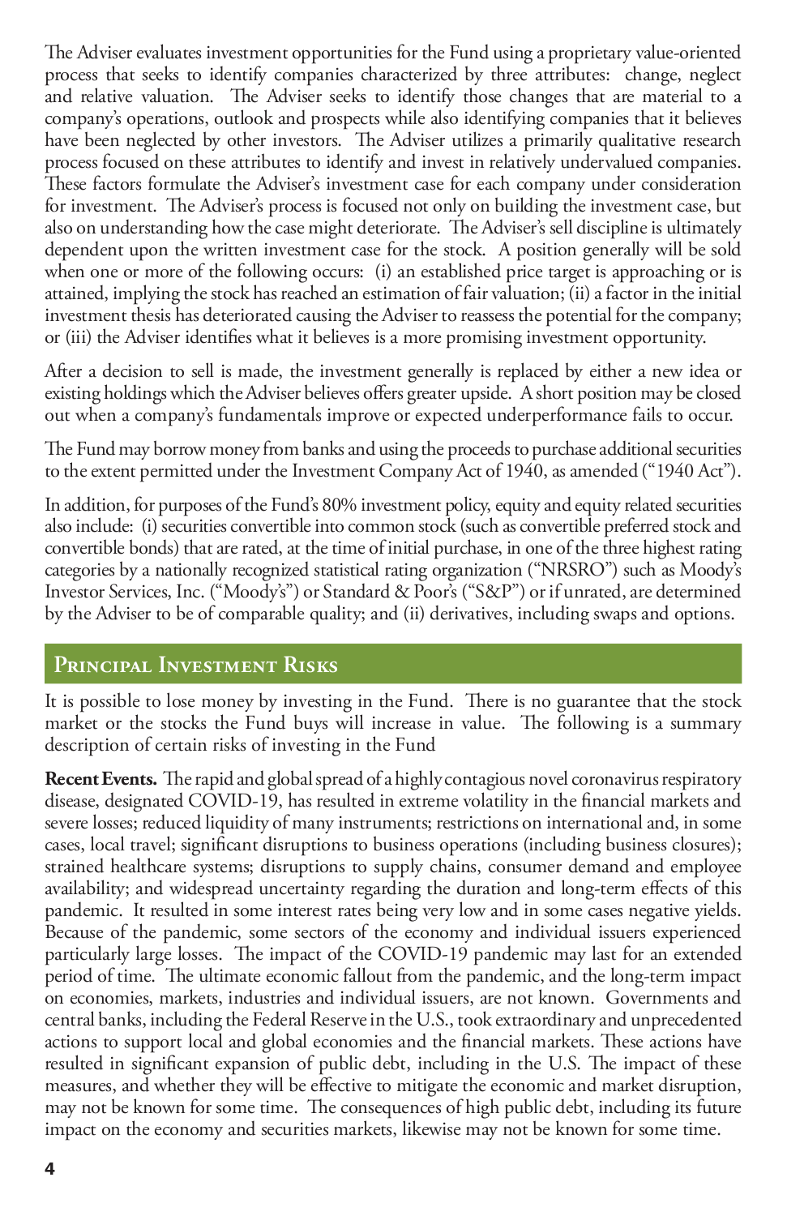The Adviser evaluates investment opportunities for the Fund using a proprietary value-oriented process that seeks to identify companies characterized by three attributes: change, neglect and relative valuation. The Adviser seeks to identify those changes that are material to a company's operations, outlook and prospects while also identifying companies that it believes have been neglected by other investors. The Adviser utilizes a primarily qualitative research process focused on these attributes to identify and invest in relatively undervalued companies. These factors formulate the Adviser's investment case for each company under consideration for investment. The Adviser's process is focused not only on building the investment case, but also on understanding how the case might deteriorate. The Adviser's sell discipline is ultimately dependent upon the written investment case for the stock. A position generally will be sold when one or more of the following occurs: (i) an established price target is approaching or is attained, implying the stock has reached an estimation of fair valuation; (ii) a factor in the initial investment thesis has deteriorated causing the Adviser to reassess the potential for the company; or (iii) the Adviser identifies what it believes is a more promising investment opportunity.

After a decision to sell is made, the investment generally is replaced by either a new idea or existing holdings which the Adviser believes offers greater upside. A short position may be closed out when a company's fundamentals improve or expected underperformance fails to occur.

The Fund may borrow money from banks and using the proceeds to purchase additional securities to the extent permitted under the Investment Company Act of 1940, as amended ("1940 Act").

In addition, for purposes of the Fund's 80% investment policy, equity and equity related securities also include: (i) securities convertible into common stock (such as convertible preferred stock and convertible bonds) that are rated, at the time of initial purchase, in one of the three highest rating categories by a nationally recognized statistical rating organization ("NRSRO") such as Moody's Investor Services, Inc. ("Moody's") or Standard & Poor's ("S&P") or if unrated, are determined by the Adviser to be of comparable quality; and (ii) derivatives, including swaps and options.

## Principal Investment Risks

It is possible to lose money by investing in the Fund. There is no guarantee that the stock market or the stocks the Fund buys will increase in value. The following is a summary description of certain risks of investing in the Fund

**Recent Events.** The rapid and global spread of a highly contagious novel coronavirus respiratory disease, designated COVID-19, has resulted in extreme volatility in the financial markets and severe losses; reduced liquidity of many instruments; restrictions on international and, in some cases, local travel; significant disruptions to business operations (including business closures); strained healthcare systems; disruptions to supply chains, consumer demand and employee availability; and widespread uncertainty regarding the duration and long-term effects of this pandemic. It resulted in some interest rates being very low and in some cases negative yields. Because of the pandemic, some sectors of the economy and individual issuers experienced particularly large losses. The impact of the COVID-19 pandemic may last for an extended period of time. The ultimate economic fallout from the pandemic, and the long-term impact on economies, markets, industries and individual issuers, are not known. Governments and central banks, including the Federal Reserve in the U.S., took extraordinary and unprecedented actions to support local and global economies and the financial markets. These actions have resulted in significant expansion of public debt, including in the U.S. The impact of these measures, and whether they will be effective to mitigate the economic and market disruption, may not be known for some time. The consequences of high public debt, including its future impact on the economy and securities markets, likewise may not be known for some time.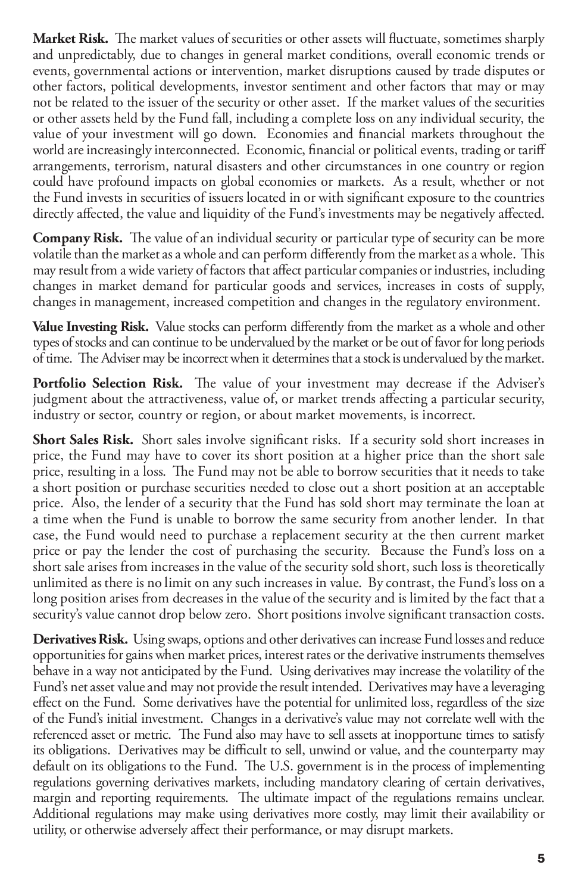**Market Risk.** The market values of securities or other assets will fluctuate, sometimes sharply and unpredictably, due to changes in general market conditions, overall economic trends or events, governmental actions or intervention, market disruptions caused by trade disputes or other factors, political developments, investor sentiment and other factors that may or may not be related to the issuer of the security or other asset. If the market values of the securities or other assets held by the Fund fall, including a complete loss on any individual security, the value of your investment will go down. Economies and financial markets throughout the world are increasingly interconnected. Economic, financial or political events, trading or tariff arrangements, terrorism, natural disasters and other circumstances in one country or region could have profound impacts on global economies or markets. As a result, whether or not the Fund invests in securities of issuers located in or with significant exposure to the countries directly affected, the value and liquidity of the Fund's investments may be negatively affected.

**Company Risk.** The value of an individual security or particular type of security can be more volatile than the market as a whole and can perform differently from the market as a whole. This may result from a wide variety of factors that affect particular companies or industries, including changes in market demand for particular goods and services, increases in costs of supply, changes in management, increased competition and changes in the regulatory environment.

**Value Investing Risk.** Value stocks can perform differently from the market as a whole and other types of stocks and can continue to be undervalued by the market or be out of favor for long periods of time. The Adviser may be incorrect when it determines that a stock is undervalued by the market.

**Portfolio Selection Risk.** The value of your investment may decrease if the Adviser's judgment about the attractiveness, value of, or market trends affecting a particular security, industry or sector, country or region, or about market movements, is incorrect.

**Short Sales Risk.** Short sales involve significant risks. If a security sold short increases in price, the Fund may have to cover its short position at a higher price than the short sale price, resulting in a loss. The Fund may not be able to borrow securities that it needs to take a short position or purchase securities needed to close out a short position at an acceptable price. Also, the lender of a security that the Fund has sold short may terminate the loan at a time when the Fund is unable to borrow the same security from another lender. In that case, the Fund would need to purchase a replacement security at the then current market price or pay the lender the cost of purchasing the security. Because the Fund's loss on a short sale arises from increases in the value of the security sold short, such loss is theoretically unlimited as there is no limit on any such increases in value. By contrast, the Fund's loss on a long position arises from decreases in the value of the security and is limited by the fact that a security's value cannot drop below zero. Short positions involve significant transaction costs.

**Derivatives Risk.** Using swaps, options and other derivatives can increase Fund losses and reduce opportunities for gains when market prices, interest rates or the derivative instruments themselves behave in a way not anticipated by the Fund. Using derivatives may increase the volatility of the Fund's net asset value and may not provide the result intended. Derivatives may have a leveraging effect on the Fund. Some derivatives have the potential for unlimited loss, regardless of the size of the Fund's initial investment. Changes in a derivative's value may not correlate well with the referenced asset or metric. The Fund also may have to sell assets at inopportune times to satisfy its obligations. Derivatives may be difficult to sell, unwind or value, and the counterparty may default on its obligations to the Fund. The U.S. government is in the process of implementing regulations governing derivatives markets, including mandatory clearing of certain derivatives, margin and reporting requirements. The ultimate impact of the regulations remains unclear. Additional regulations may make using derivatives more costly, may limit their availability or utility, or otherwise adversely affect their performance, or may disrupt markets.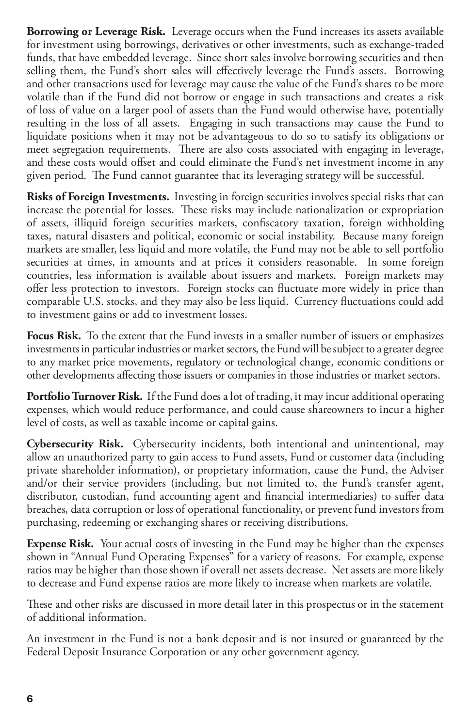**Borrowing or Leverage Risk.** Leverage occurs when the Fund increases its assets available for investment using borrowings, derivatives or other investments, such as exchange-traded funds, that have embedded leverage. Since short sales involve borrowing securities and then selling them, the Fund's short sales will effectively leverage the Fund's assets. Borrowing and other transactions used for leverage may cause the value of the Fund's shares to be more volatile than if the Fund did not borrow or engage in such transactions and creates a risk of loss of value on a larger pool of assets than the Fund would otherwise have, potentially resulting in the loss of all assets. Engaging in such transactions may cause the Fund to liquidate positions when it may not be advantageous to do so to satisfy its obligations or meet segregation requirements. There are also costs associated with engaging in leverage, and these costs would offset and could eliminate the Fund's net investment income in any given period. The Fund cannot guarantee that its leveraging strategy will be successful.

**Risks of Foreign Investments.** Investing in foreign securities involves special risks that can increase the potential for losses. These risks may include nationalization or expropriation of assets, illiquid foreign securities markets, confiscatory taxation, foreign withholding taxes, natural disasters and political, economic or social instability. Because many foreign markets are smaller, less liquid and more volatile, the Fund may not be able to sell portfolio securities at times, in amounts and at prices it considers reasonable. In some foreign countries, less information is available about issuers and markets. Foreign markets may offer less protection to investors. Foreign stocks can fluctuate more widely in price than comparable U.S. stocks, and they may also be less liquid. Currency fluctuations could add to investment gains or add to investment losses.

**Focus Risk.** To the extent that the Fund invests in a smaller number of issuers or emphasizes investments in particular industries or market sectors, the Fund will be subject to a greater degree to any market price movements, regulatory or technological change, economic conditions or other developments affecting those issuers or companies in those industries or market sectors.

**Portfolio Turnover Risk.** If the Fund does a lot of trading, it may incur additional operating expenses, which would reduce performance, and could cause shareowners to incur a higher level of costs, as well as taxable income or capital gains.

**Cybersecurity Risk.** Cybersecurity incidents, both intentional and unintentional, may allow an unauthorized party to gain access to Fund assets, Fund or customer data (including private shareholder information), or proprietary information, cause the Fund, the Adviser and/or their service providers (including, but not limited to, the Fund's transfer agent, distributor, custodian, fund accounting agent and financial intermediaries) to suffer data breaches, data corruption or loss of operational functionality, or prevent fund investors from purchasing, redeeming or exchanging shares or receiving distributions.

**Expense Risk.** Your actual costs of investing in the Fund may be higher than the expenses shown in "Annual Fund Operating Expenses" for a variety of reasons. For example, expense ratios may be higher than those shown if overall net assets decrease. Net assets are more likely to decrease and Fund expense ratios are more likely to increase when markets are volatile.

These and other risks are discussed in more detail later in this prospectus or in the statement of additional information.

An investment in the Fund is not a bank deposit and is not insured or guaranteed by the Federal Deposit Insurance Corporation or any other government agency.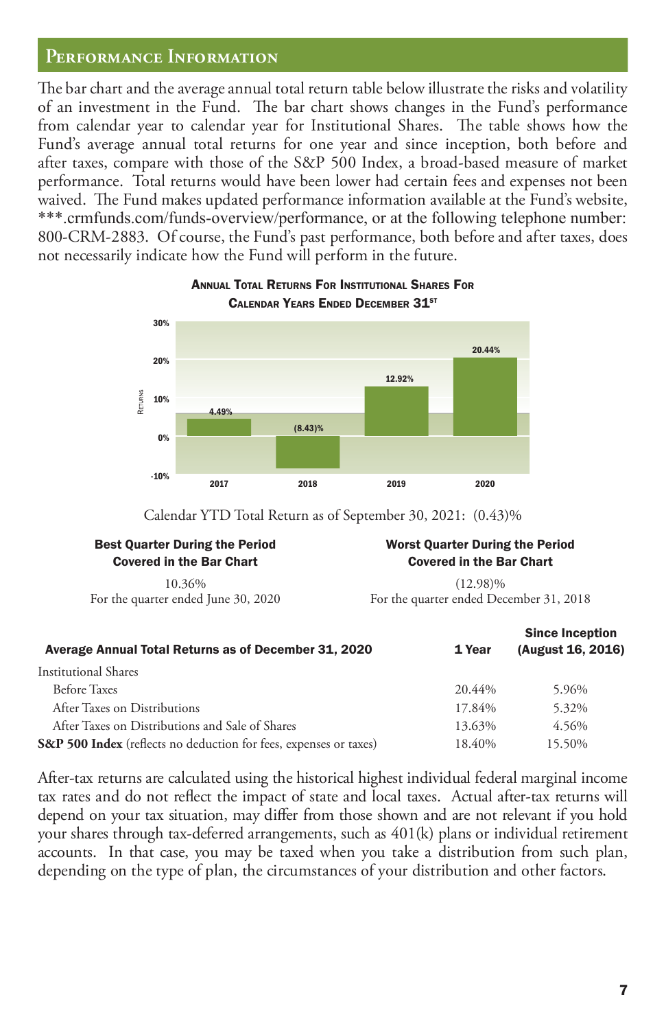## Performance Information

The bar chart and the average annual total return table below illustrate the risks and volatility of an investment in the Fund. The bar chart shows changes in the Fund's performance from calendar year to calendar year for Institutional Shares. The table shows how the Fund's average annual total returns for one year and since inception, both before and after taxes, compare with those of the S&P 500 Index, a broad-based measure of market performance. Total returns would have been lower had certain fees and expenses not been waived. The Fund makes updated performance information available at the Fund's website, ***.crmfunds.com/funds-overview/performance, or at the following telephone number: 800-CRM-2883. Of course, the Fund's past performance, both before and after taxes, does not necessarily indicate how the Fund will perform in the future.

**Annual Total Returns For Institutional Shares For Calendar Years Ended December 31st**

| Year | Returns |
|---|---|
| 2017 | 4.49% |
| 2018 | (8.43)% |
| 2019 | 12.92% |
| 2020 | 20.44% |

Calendar YTD Total Return as of September 30, 2021: (0.43)%

| Best Quarter During the Period Covered in the Bar Chart | Worst Quarter During the Period Covered in the Bar Chart |
|---|---|
| 10.36% | (12.98)% |
| For the quarter ended June 30, 2020 | For the quarter ended December 31, 2018 |

| Average Annual Total Returns as of December 31, 2020 | 1 Year | Since Inception (August 16, 2016) |
|---|---|---|
| Institutional Shares | | |
| Before Taxes | 20.44% | 5.96% |
| After Taxes on Distributions | 17.84% | 5.32% |
| After Taxes on Distributions and Sale of Shares | 13.63% | 4.56% |
| **S&P 500 Index** (reflects no deduction for fees, expenses or taxes) | 18.40% | 15.50% |

After-tax returns are calculated using the historical highest individual federal marginal income tax rates and do not reflect the impact of state and local taxes. Actual after-tax returns will depend on your tax situation, may differ from those shown and are not relevant if you hold your shares through tax-deferred arrangements, such as 401(k) plans or individual retirement accounts. In that case, you may be taxed when you take a distribution from such plan, depending on the type of plan, the circumstances of your distribution and other factors.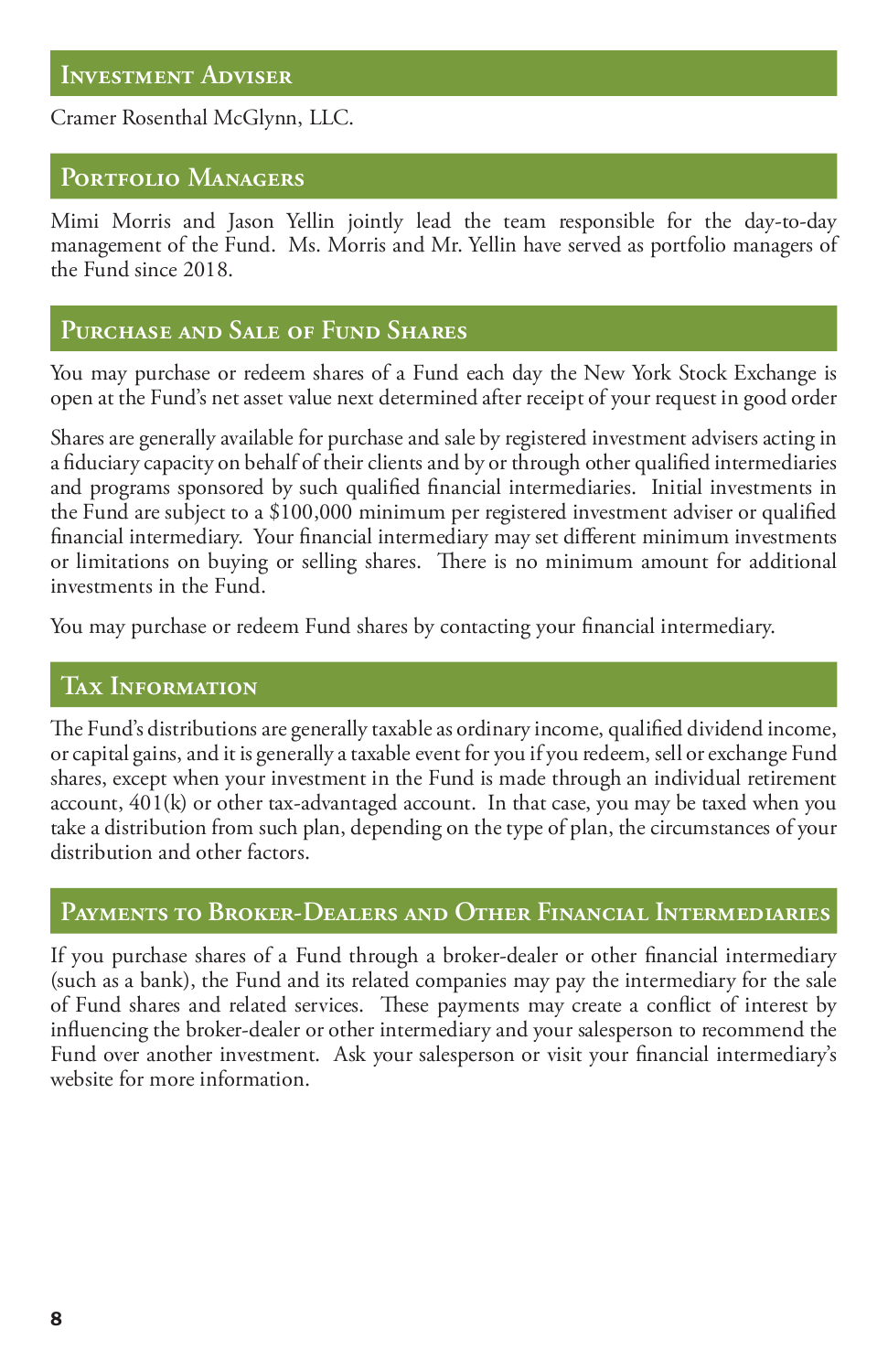## Investment Adviser

Cramer Rosenthal McGlynn, LLC.

## Portfolio Managers

Mimi Morris and Jason Yellin jointly lead the team responsible for the day-to-day management of the Fund. Ms. Morris and Mr. Yellin have served as portfolio managers of the Fund since 2018.

## Purchase and Sale of Fund Shares

You may purchase or redeem shares of a Fund each day the New York Stock Exchange is open at the Fund's net asset value next determined after receipt of your request in good order

Shares are generally available for purchase and sale by registered investment advisers acting in a fiduciary capacity on behalf of their clients and by or through other qualified intermediaries and programs sponsored by such qualified financial intermediaries. Initial investments in the Fund are subject to a $100,000 minimum per registered investment adviser or qualified financial intermediary. Your financial intermediary may set different minimum investments or limitations on buying or selling shares. There is no minimum amount for additional investments in the Fund.

You may purchase or redeem Fund shares by contacting your financial intermediary.

## Tax Information

The Fund's distributions are generally taxable as ordinary income, qualified dividend income, or capital gains, and it is generally a taxable event for you if you redeem, sell or exchange Fund shares, except when your investment in the Fund is made through an individual retirement account, 401(k) or other tax-advantaged account. In that case, you may be taxed when you take a distribution from such plan, depending on the type of plan, the circumstances of your distribution and other factors.

## Payments to Broker-Dealers and Other Financial Intermediaries

If you purchase shares of a Fund through a broker-dealer or other financial intermediary (such as a bank), the Fund and its related companies may pay the intermediary for the sale of Fund shares and related services. These payments may create a conflict of interest by influencing the broker-dealer or other intermediary and your salesperson to recommend the Fund over another investment. Ask your salesperson or visit your financial intermediary's website for more information.